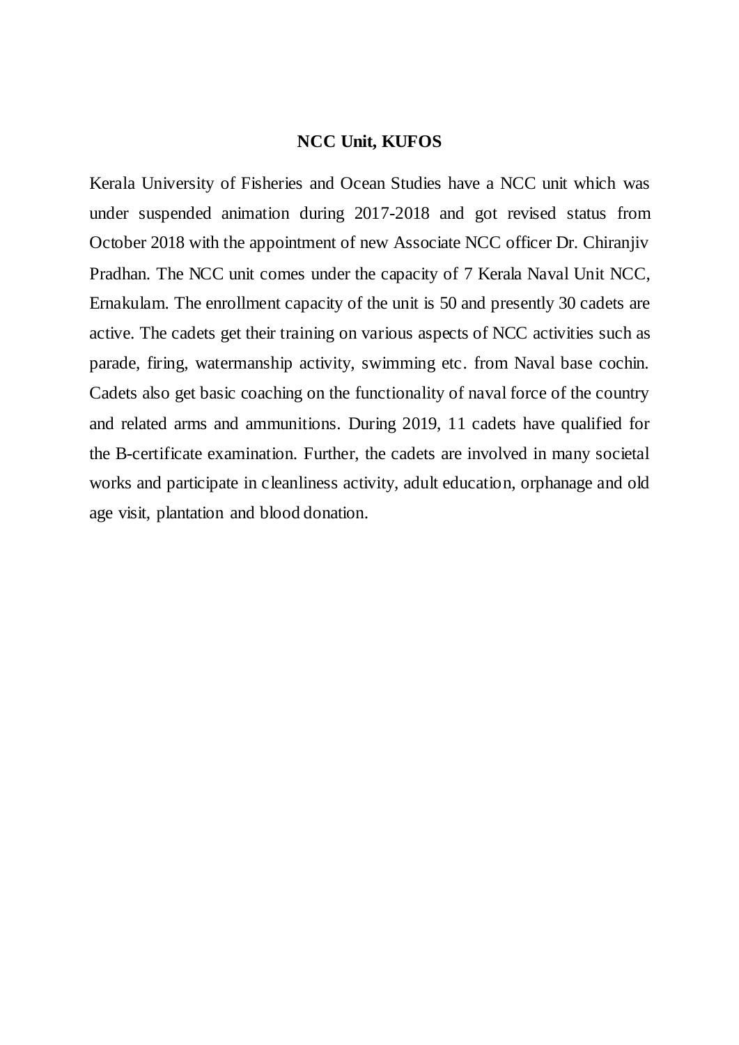# NCC Unit, KUFOS

Kerala University of Fisheries and Ocean Studies have a NCC unit which was under suspended animation during 2017-2018 and got revised status from October 2018 with the appointment of new Associate NCC officer Dr. Chiranjiv Pradhan. The NCC unit comes under the capacity of 7 Kerala Naval Unit NCC, Ernakulam. The enrollment capacity of the unit is 50 and presently 30 cadets are active. The cadets get their training on various aspects of NCC activities such as parade, firing, watermanship activity, swimming etc. from Naval base cochin. Cadets also get basic coaching on the functionality of naval force of the country and related arms and ammunitions. During 2019, 11 cadets have qualified for the B-certificate examination. Further, the cadets are involved in many societal works and participate in cleanliness activity, adult education, orphanage and old age visit, plantation and blood donation.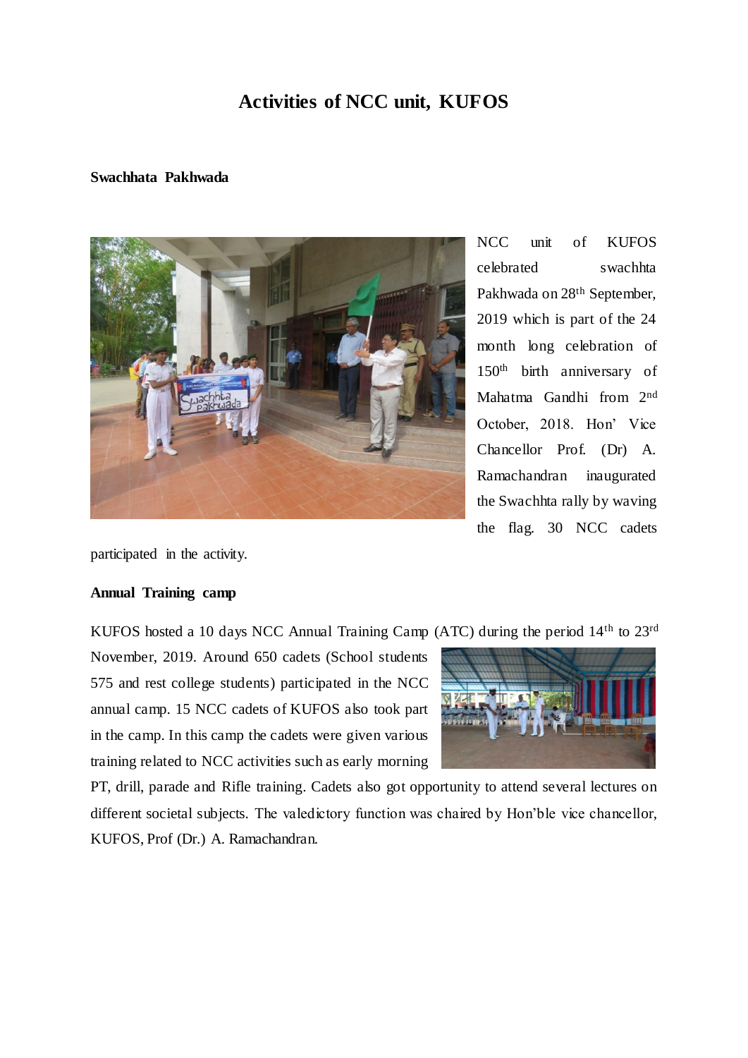# Activities of NCC unit, KUFOS

**Swachhata Pakhwada**

NCC unit of KUFOS celebrated swachhta Pakhwada on 28th September, 2019 which is part of the 24 month long celebration of 150th birth anniversary of Mahatma Gandhi from 2nd October, 2018. Hon' Vice Chancellor Prof. (Dr) A. Ramachandran inaugurated the Swachhta rally by waving the flag. 30 NCC cadets participated in the activity.

**Annual Training camp**

KUFOS hosted a 10 days NCC Annual Training Camp (ATC) during the period 14th to 23rd November, 2019. Around 650 cadets (School students 575 and rest college students) participated in the NCC annual camp. 15 NCC cadets of KUFOS also took part in the camp. In this camp the cadets were given various training related to NCC activities such as early morning PT, drill, parade and Rifle training. Cadets also got opportunity to attend several lectures on different societal subjects. The valedictory function was chaired by Hon'ble vice chancellor, KUFOS, Prof (Dr.) A. Ramachandran.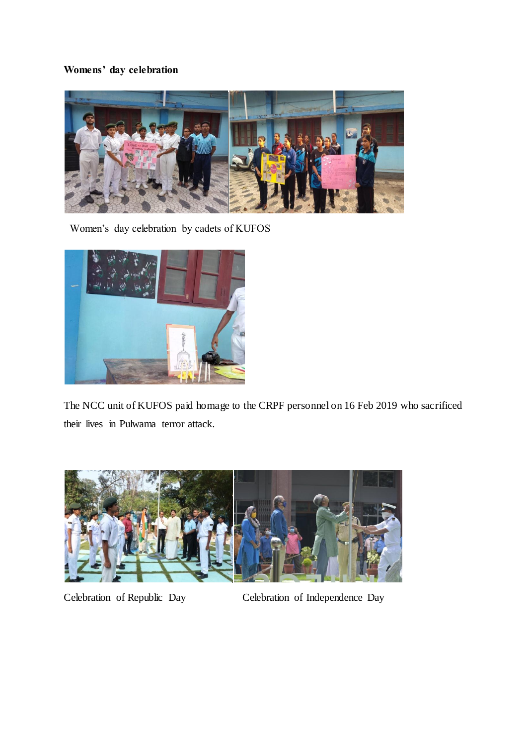**Womens' day celebration**

Women's day celebration by cadets of KUFOS

The NCC unit of KUFOS paid homage to the CRPF personnel on 16 Feb 2019 who sacrificed their lives in Pulwama terror attack.

Celebration of Republic Day

Celebration of Independence Day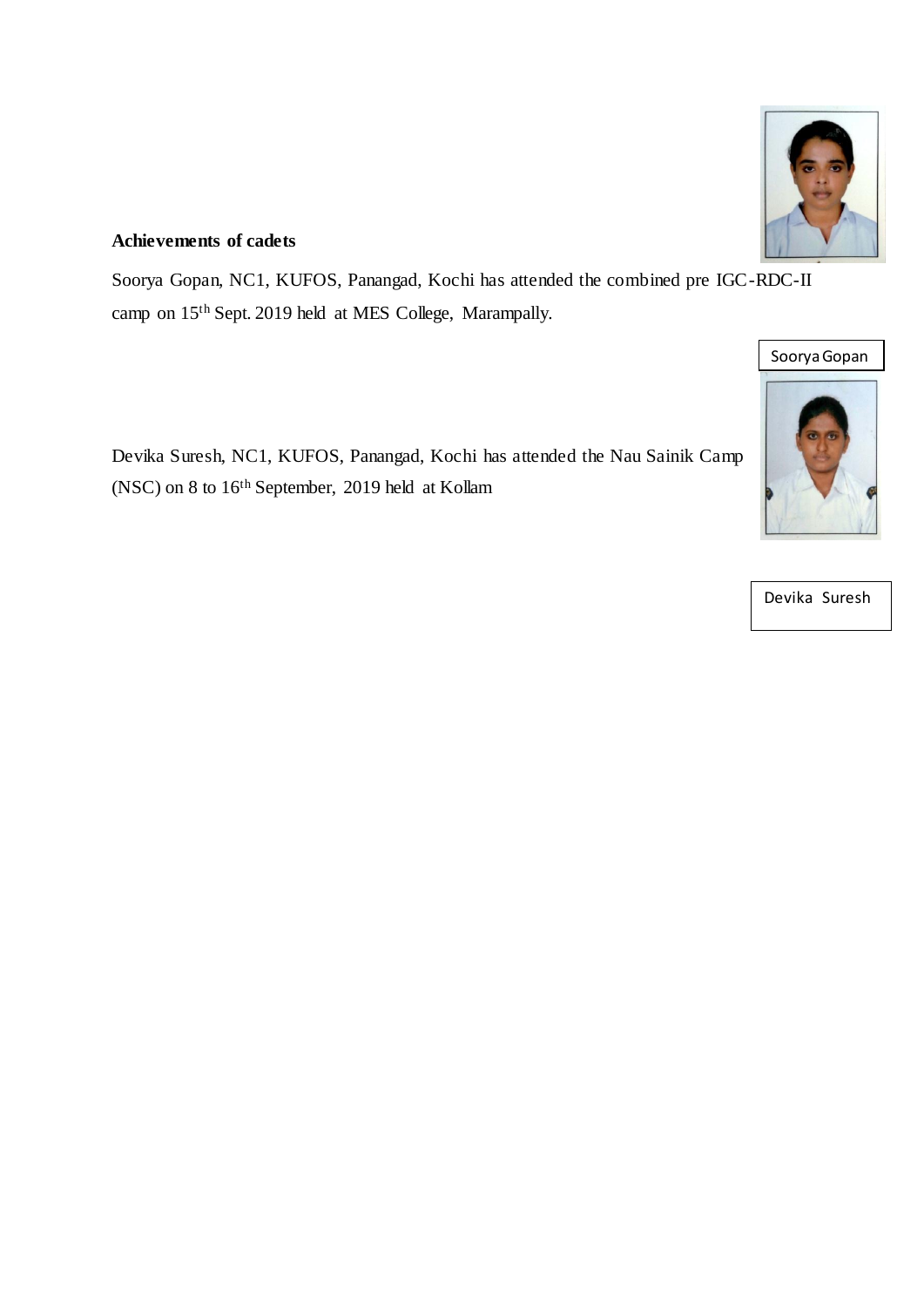**Achievements of cadets**

Soorya Gopan, NC1, KUFOS, Panangad, Kochi has attended the combined pre IGC-RDC-II camp on 15th Sept. 2019 held at MES College, Marampally.

Soorya Gopan

Devika Suresh, NC1, KUFOS, Panangad, Kochi has attended the Nau Sainik Camp (NSC) on 8 to 16th September, 2019 held at Kollam

Devika Suresh